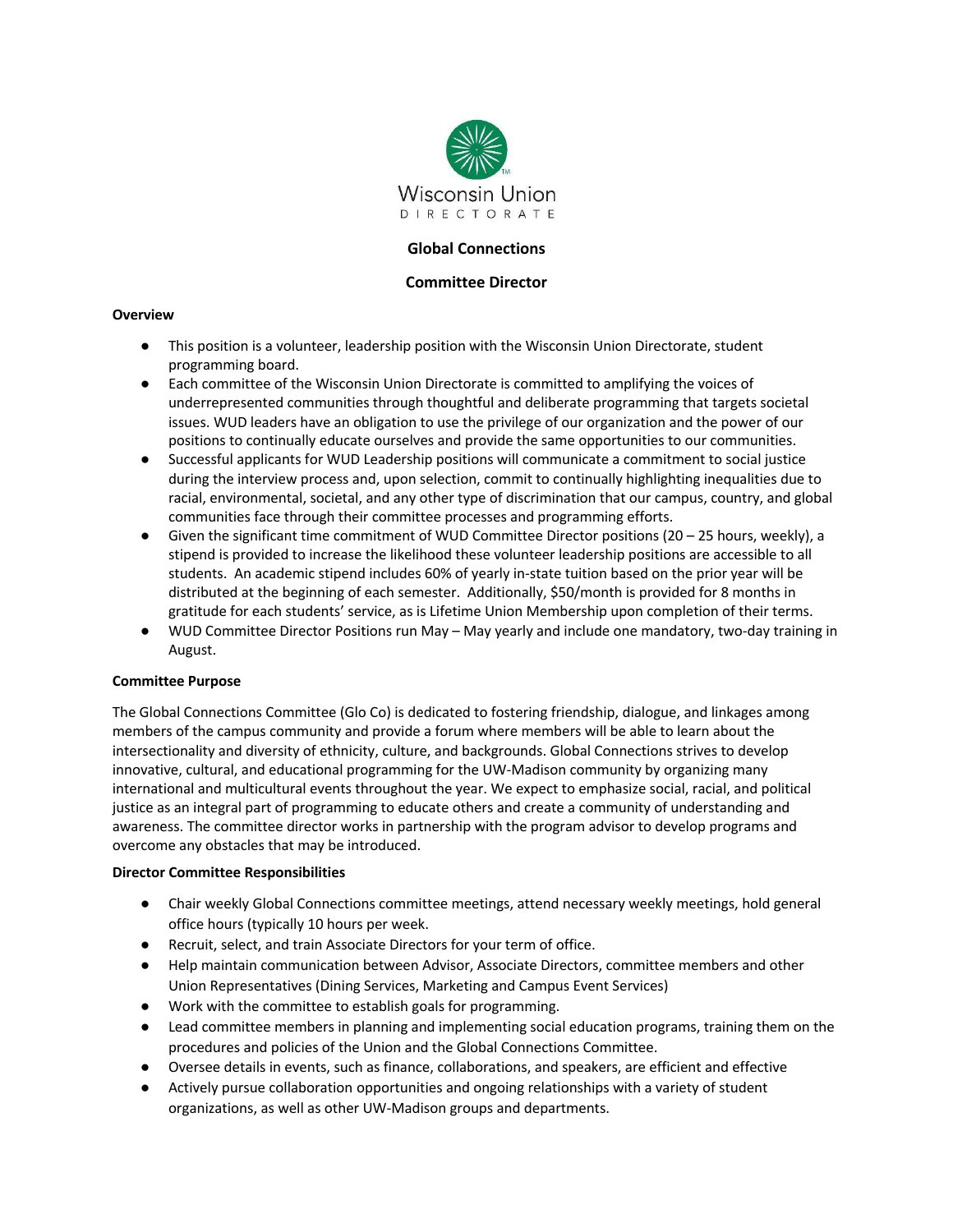Wisconsin Union
DIRECTORATE

# Global Connections

## Committee Director

### Overview

- This position is a volunteer, leadership position with the Wisconsin Union Directorate, student programming board.
- Each committee of the Wisconsin Union Directorate is committed to amplifying the voices of underrepresented communities through thoughtful and deliberate programming that targets societal issues. WUD leaders have an obligation to use the privilege of our organization and the power of our positions to continually educate ourselves and provide the same opportunities to our communities.
- Successful applicants for WUD Leadership positions will communicate a commitment to social justice during the interview process and, upon selection, commit to continually highlighting inequalities due to racial, environmental, societal, and any other type of discrimination that our campus, country, and global communities face through their committee processes and programming efforts.
- Given the significant time commitment of WUD Committee Director positions (20 – 25 hours, weekly), a stipend is provided to increase the likelihood these volunteer leadership positions are accessible to all students. An academic stipend includes 60% of yearly in-state tuition based on the prior year will be distributed at the beginning of each semester. Additionally, $50/month is provided for 8 months in gratitude for each students' service, as is Lifetime Union Membership upon completion of their terms.
- WUD Committee Director Positions run May – May yearly and include one mandatory, two-day training in August.

### Committee Purpose

The Global Connections Committee (Glo Co) is dedicated to fostering friendship, dialogue, and linkages among members of the campus community and provide a forum where members will be able to learn about the intersectionality and diversity of ethnicity, culture, and backgrounds. Global Connections strives to develop innovative, cultural, and educational programming for the UW-Madison community by organizing many international and multicultural events throughout the year. We expect to emphasize social, racial, and political justice as an integral part of programming to educate others and create a community of understanding and awareness. The committee director works in partnership with the program advisor to develop programs and overcome any obstacles that may be introduced.

### Director Committee Responsibilities

- Chair weekly Global Connections committee meetings, attend necessary weekly meetings, hold general office hours (typically 10 hours per week.
- Recruit, select, and train Associate Directors for your term of office.
- Help maintain communication between Advisor, Associate Directors, committee members and other Union Representatives (Dining Services, Marketing and Campus Event Services)
- Work with the committee to establish goals for programming.
- Lead committee members in planning and implementing social education programs, training them on the procedures and policies of the Union and the Global Connections Committee.
- Oversee details in events, such as finance, collaborations, and speakers, are efficient and effective
- Actively pursue collaboration opportunities and ongoing relationships with a variety of student organizations, as well as other UW-Madison groups and departments.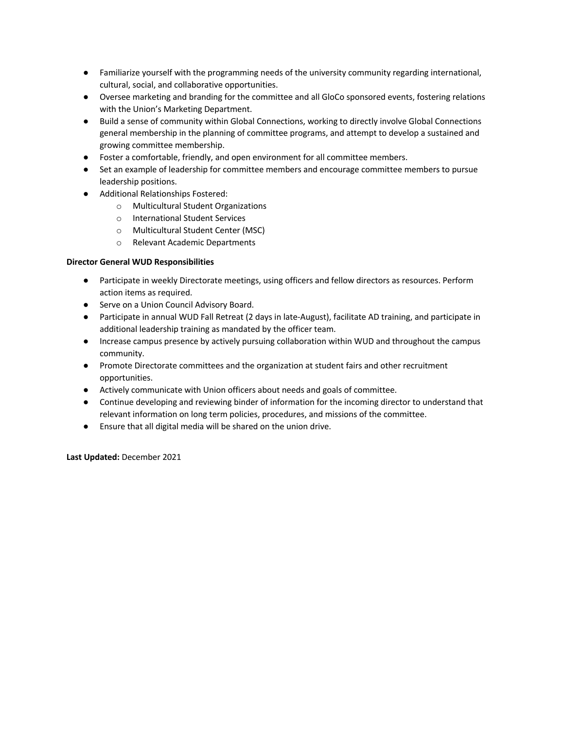- Familiarize yourself with the programming needs of the university community regarding international, cultural, social, and collaborative opportunities.
- Oversee marketing and branding for the committee and all GloCo sponsored events, fostering relations with the Union's Marketing Department.
- Build a sense of community within Global Connections, working to directly involve Global Connections general membership in the planning of committee programs, and attempt to develop a sustained and growing committee membership.
- Foster a comfortable, friendly, and open environment for all committee members.
- Set an example of leadership for committee members and encourage committee members to pursue leadership positions.
- Additional Relationships Fostered:
    - Multicultural Student Organizations
    - International Student Services
    - Multicultural Student Center (MSC)
    - Relevant Academic Departments

**Director General WUD Responsibilities**

- Participate in weekly Directorate meetings, using officers and fellow directors as resources. Perform action items as required.
- Serve on a Union Council Advisory Board.
- Participate in annual WUD Fall Retreat (2 days in late-August), facilitate AD training, and participate in additional leadership training as mandated by the officer team.
- Increase campus presence by actively pursuing collaboration within WUD and throughout the campus community.
- Promote Directorate committees and the organization at student fairs and other recruitment opportunities.
- Actively communicate with Union officers about needs and goals of committee.
- Continue developing and reviewing binder of information for the incoming director to understand that relevant information on long term policies, procedures, and missions of the committee.
- Ensure that all digital media will be shared on the union drive.

**Last Updated:** December 2021